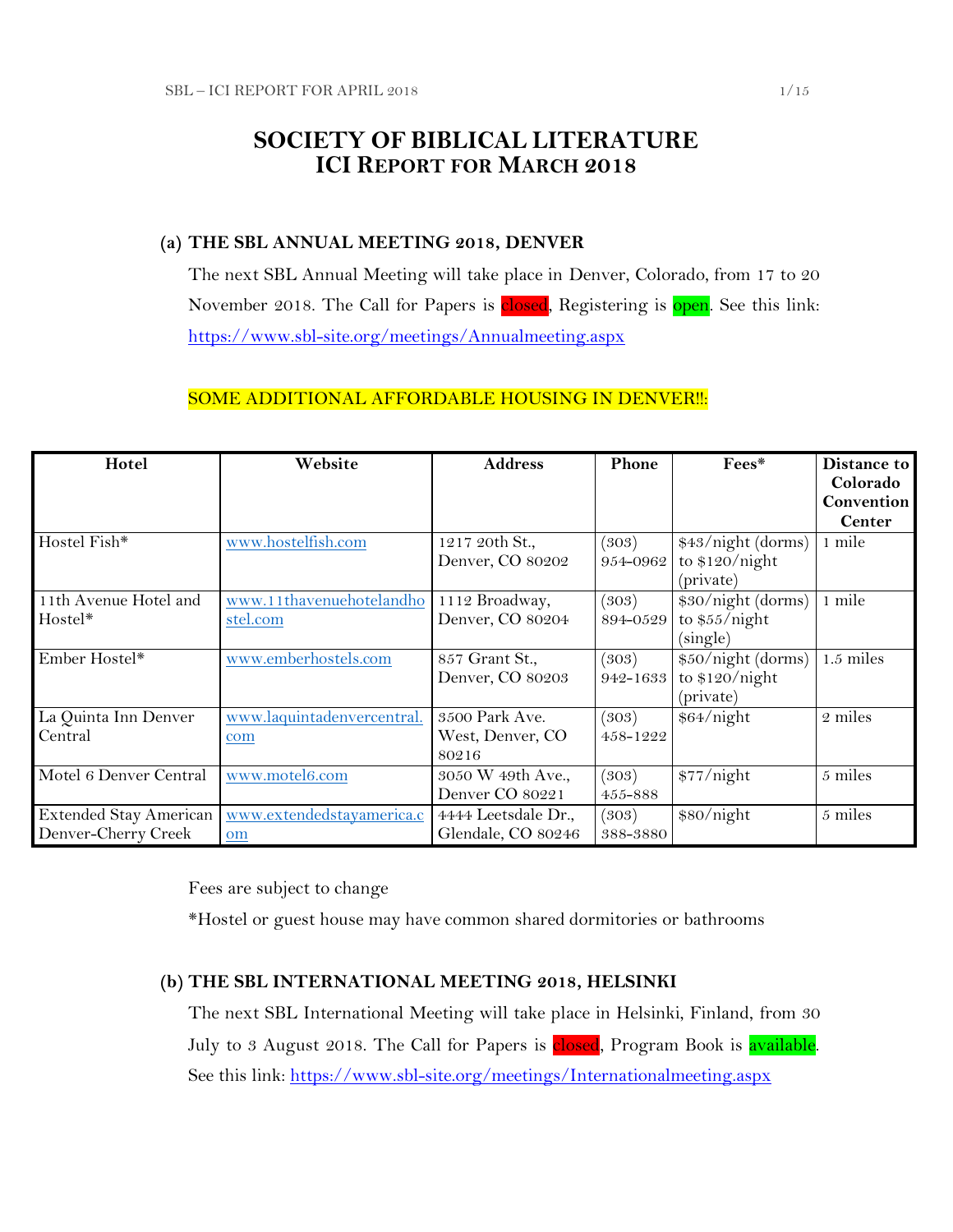# SOCIETY OF BIBLICAL LITERATURE
## ICI REPORT FOR MARCH 2018

### (a) THE SBL ANNUAL MEETING 2018, DENVER

The next SBL Annual Meeting will take place in Denver, Colorado, from 17 to 20 November 2018. The Call for Papers is closed, Registering is open. See this link: https://www.sbl-site.org/meetings/Annualmeeting.aspx

SOME ADDITIONAL AFFORDABLE HOUSING IN DENVER!!:

| Hotel | Website | Address | Phone | Fees* | Distance to Colorado Convention Center |
|---|---|---|---|---|---|
| Hostel Fish* | www.hostelfish.com | 1217 20th St., Denver, CO 80202 | (303) 954-0962 | $43/night (dorms) to $120/night (private) | 1 mile |
| 11th Avenue Hotel and Hostel* | www.11thavenuehotelandhostel.com | 1112 Broadway, Denver, CO 80204 | (303) 894-0529 | $30/night (dorms) to $55/night (single) | 1 mile |
| Ember Hostel* | www.emberhostels.com | 857 Grant St., Denver, CO 80203 | (303) 942-1633 | $50/night (dorms) to $120/night (private) | 1.5 miles |
| La Quinta Inn Denver Central | www.laquintadenvercentral.com | 3500 Park Ave. West, Denver, CO 80216 | (303) 458-1222 | $64/night | 2 miles |
| Motel 6 Denver Central | www.motel6.com | 3050 W 49th Ave., Denver CO 80221 | (303) 455-888 | $77/night | 5 miles |
| Extended Stay American Denver-Cherry Creek | www.extendedstayamerica.com | 4444 Leetsdale Dr., Glendale, CO 80246 | (303) 388-3880 | $80/night | 5 miles |

Fees are subject to change

*Hostel or guest house may have common shared dormitories or bathrooms

### (b) THE SBL INTERNATIONAL MEETING 2018, HELSINKI

The next SBL International Meeting will take place in Helsinki, Finland, from 30 July to 3 August 2018. The Call for Papers is closed, Program Book is available. See this link: https://www.sbl-site.org/meetings/Internationalmeeting.aspx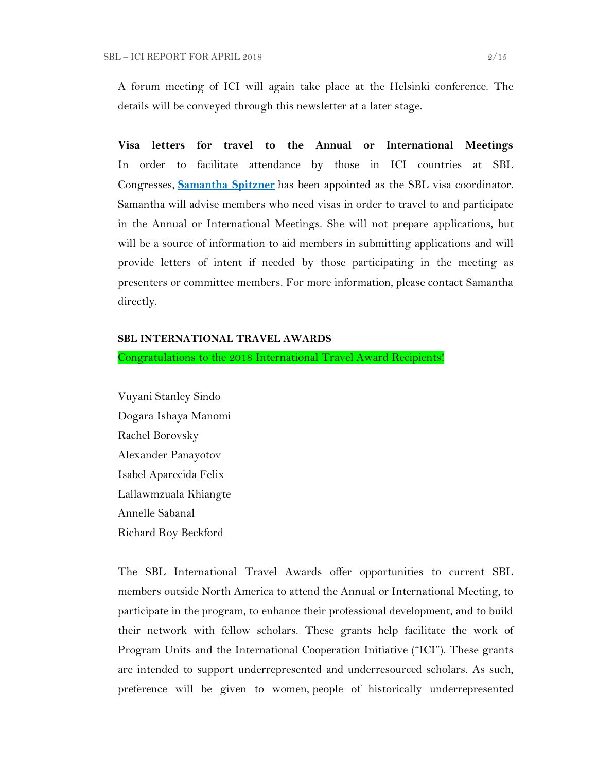A forum meeting of ICI will again take place at the Helsinki conference. The details will be conveyed through this newsletter at a later stage.

**Visa letters for travel to the Annual or International Meetings**
In order to facilitate attendance by those in ICI countries at SBL Congresses, **Samantha Spitzner** has been appointed as the SBL visa coordinator. Samantha will advise members who need visas in order to travel to and participate in the Annual or International Meetings. She will not prepare applications, but will be a source of information to aid members in submitting applications and will provide letters of intent if needed by those participating in the meeting as presenters or committee members. For more information, please contact Samantha directly.

### SBL INTERNATIONAL TRAVEL AWARDS

Congratulations to the 2018 International Travel Award Recipients!

Vuyani Stanley Sindo
Dogara Ishaya Manomi
Rachel Borovsky
Alexander Panayotov
Isabel Aparecida Felix
Lallawmzuala Khiangte
Annelle Sabanal
Richard Roy Beckford

The SBL International Travel Awards offer opportunities to current SBL members outside North America to attend the Annual or International Meeting, to participate in the program, to enhance their professional development, and to build their network with fellow scholars. These grants help facilitate the work of Program Units and the International Cooperation Initiative ("ICI"). These grants are intended to support underrepresented and underresourced scholars. As such, preference will be given to women, people of historically underrepresented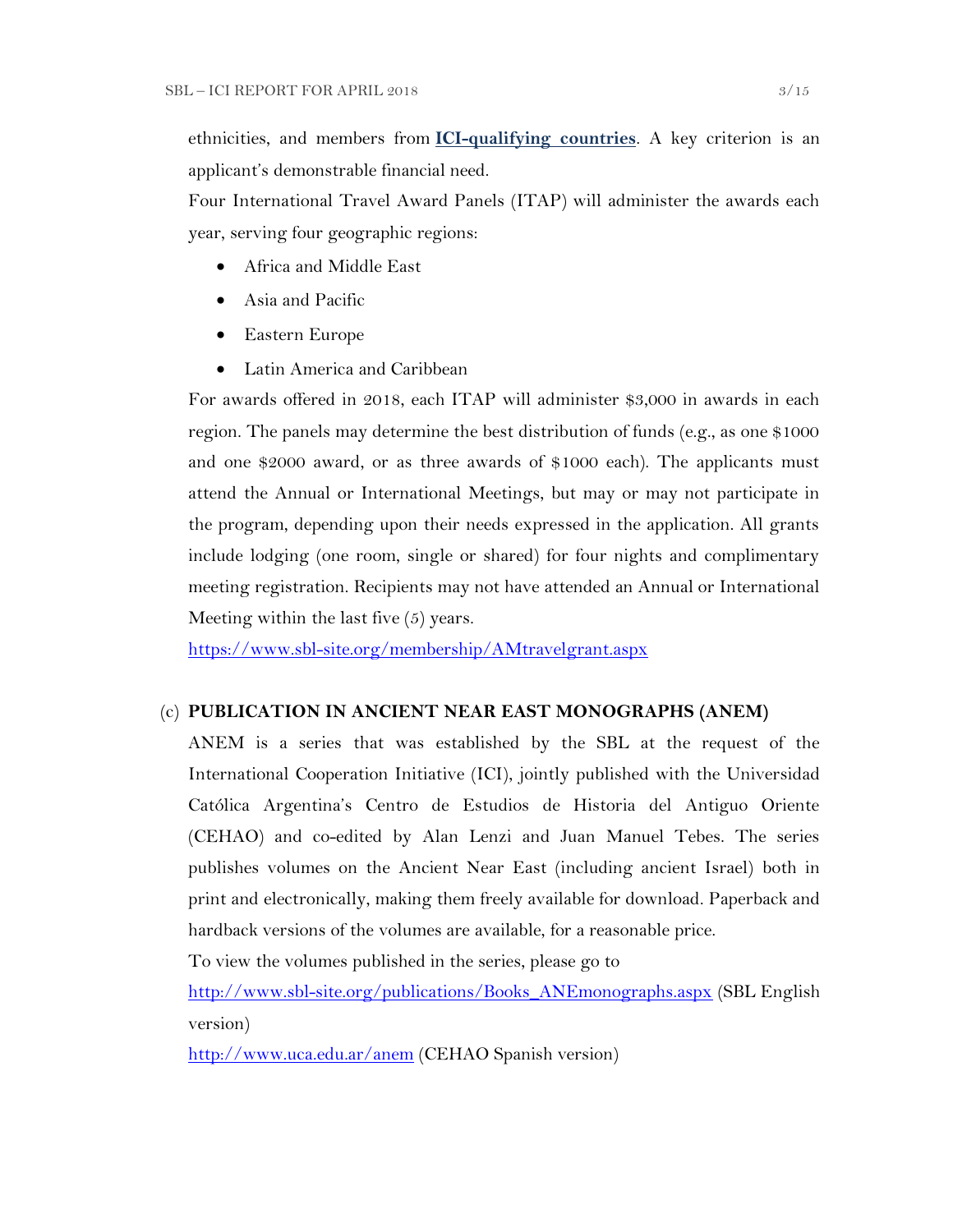ethnicities, and members from **[ICI-qualifying countries](#)**. A key criterion is an applicant's demonstrable financial need.

Four International Travel Award Panels (ITAP) will administer the awards each year, serving four geographic regions:

- Africa and Middle East
- Asia and Pacific
- Eastern Europe
- Latin America and Caribbean

For awards offered in 2018, each ITAP will administer $3,000 in awards in each region. The panels may determine the best distribution of funds (e.g., as one $1000 and one $2000 award, or as three awards of $1000 each). The applicants must attend the Annual or International Meetings, but may or may not participate in the program, depending upon their needs expressed in the application. All grants include lodging (one room, single or shared) for four nights and complimentary meeting registration. Recipients may not have attended an Annual or International Meeting within the last five (5) years.

https://www.sbl-site.org/membership/AMtravelgrant.aspx

(c) **PUBLICATION IN ANCIENT NEAR EAST MONOGRAPHS (ANEM)**

ANEM is a series that was established by the SBL at the request of the International Cooperation Initiative (ICI), jointly published with the Universidad Católica Argentina's Centro de Estudios de Historia del Antiguo Oriente (CEHAO) and co-edited by Alan Lenzi and Juan Manuel Tebes. The series publishes volumes on the Ancient Near East (including ancient Israel) both in print and electronically, making them freely available for download. Paperback and hardback versions of the volumes are available, for a reasonable price.

To view the volumes published in the series, please go to

http://www.sbl-site.org/publications/Books_ANEmonographs.aspx (SBL English version)

http://www.uca.edu.ar/anem (CEHAO Spanish version)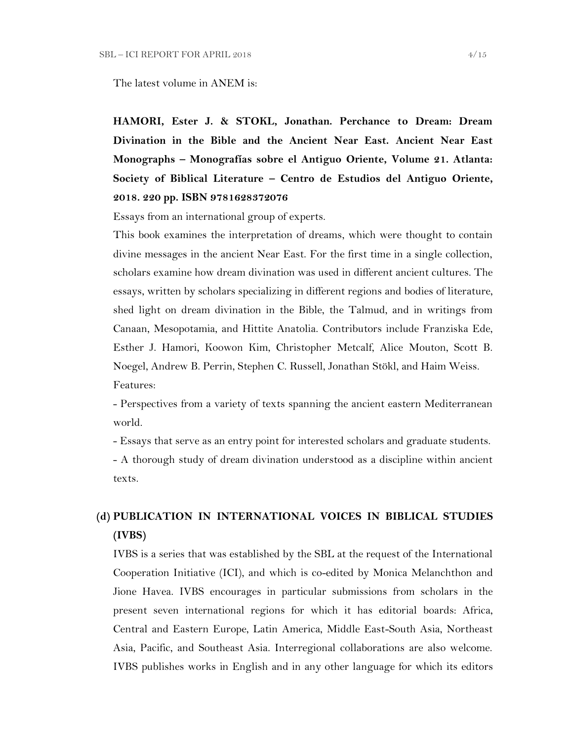The latest volume in ANEM is:

**HAMORI, Ester J. & STOKL, Jonathan. Perchance to Dream: Dream Divination in the Bible and the Ancient Near East. Ancient Near East Monographs – Monografías sobre el Antiguo Oriente, Volume 21. Atlanta: Society of Biblical Literature – Centro de Estudios del Antiguo Oriente, 2018. 220 pp. ISBN 9781628372076**

Essays from an international group of experts.

This book examines the interpretation of dreams, which were thought to contain divine messages in the ancient Near East. For the first time in a single collection, scholars examine how dream divination was used in different ancient cultures. The essays, written by scholars specializing in different regions and bodies of literature, shed light on dream divination in the Bible, the Talmud, and in writings from Canaan, Mesopotamia, and Hittite Anatolia. Contributors include Franziska Ede, Esther J. Hamori, Koowon Kim, Christopher Metcalf, Alice Mouton, Scott B. Noegel, Andrew B. Perrin, Stephen C. Russell, Jonathan Stökl, and Haim Weiss.

Features:

- Perspectives from a variety of texts spanning the ancient eastern Mediterranean world.
- Essays that serve as an entry point for interested scholars and graduate students.
- A thorough study of dream divination understood as a discipline within ancient texts.

## (d) PUBLICATION IN INTERNATIONAL VOICES IN BIBLICAL STUDIES (IVBS)

IVBS is a series that was established by the SBL at the request of the International Cooperation Initiative (ICI), and which is co-edited by Monica Melanchthon and Jione Havea. IVBS encourages in particular submissions from scholars in the present seven international regions for which it has editorial boards: Africa, Central and Eastern Europe, Latin America, Middle East-South Asia, Northeast Asia, Pacific, and Southeast Asia. Interregional collaborations are also welcome. IVBS publishes works in English and in any other language for which its editors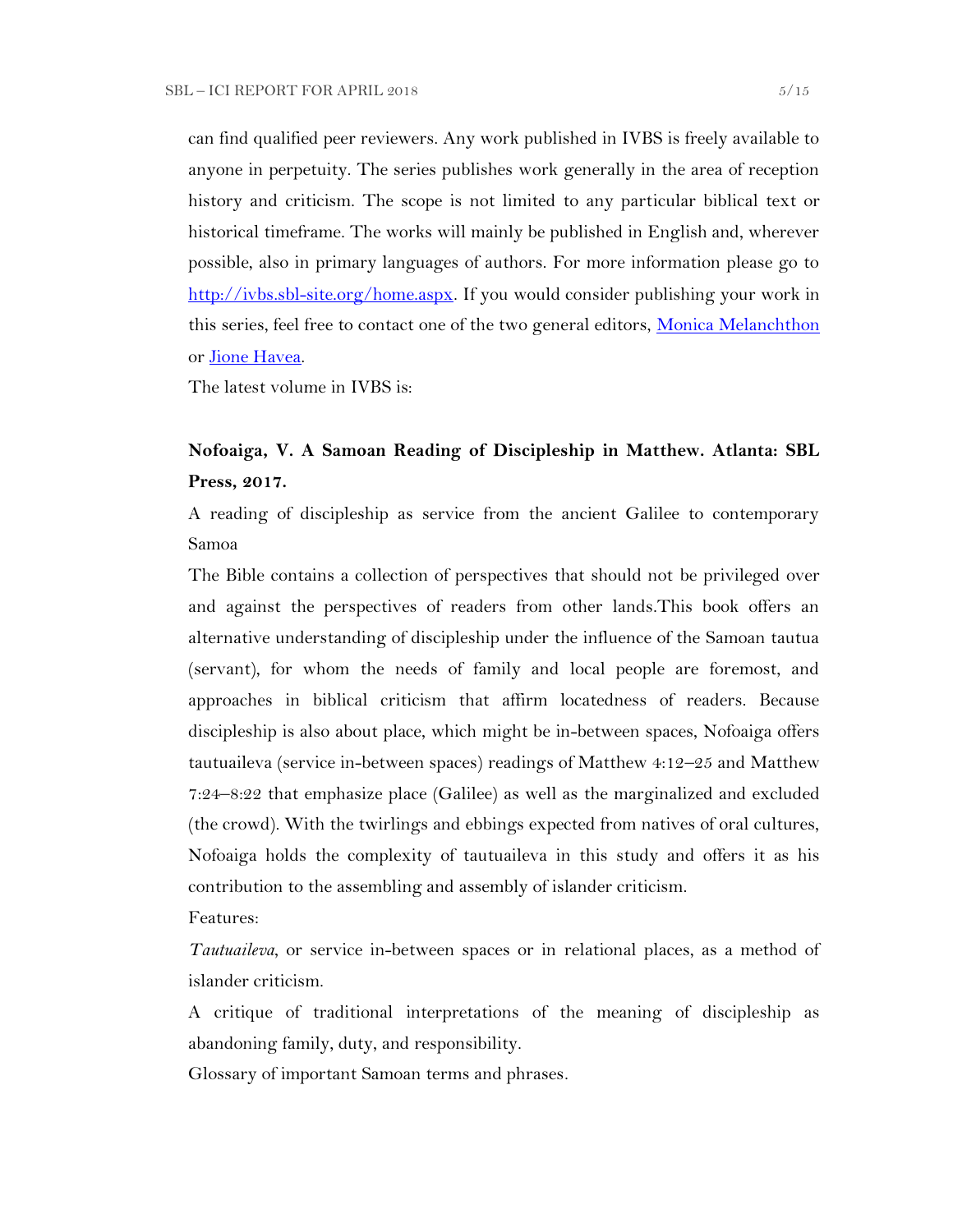can find qualified peer reviewers. Any work published in IVBS is freely available to anyone in perpetuity. The series publishes work generally in the area of reception history and criticism. The scope is not limited to any particular biblical text or historical timeframe. The works will mainly be published in English and, wherever possible, also in primary languages of authors. For more information please go to [http://ivbs.sbl-site.org/home.aspx](http://ivbs.sbl-site.org/home.aspx). If you would consider publishing your work in this series, feel free to contact one of the two general editors, [Monica Melanchthon](#) or [Jione Havea](#).

The latest volume in IVBS is:

**Nofoaiga, V. A Samoan Reading of Discipleship in Matthew. Atlanta: SBL Press, 2017.**

A reading of discipleship as service from the ancient Galilee to contemporary Samoa

The Bible contains a collection of perspectives that should not be privileged over and against the perspectives of readers from other lands.This book offers an alternative understanding of discipleship under the influence of the Samoan tautua (servant), for whom the needs of family and local people are foremost, and approaches in biblical criticism that affirm locatedness of readers. Because discipleship is also about place, which might be in-between spaces, Nofoaiga offers tautuaileva (service in-between spaces) readings of Matthew 4:12–25 and Matthew 7:24–8:22 that emphasize place (Galilee) as well as the marginalized and excluded (the crowd). With the twirlings and ebbings expected from natives of oral cultures, Nofoaiga holds the complexity of tautuaileva in this study and offers it as his contribution to the assembling and assembly of islander criticism.

Features:

*Tautuaileva*, or service in-between spaces or in relational places, as a method of islander criticism.

A critique of traditional interpretations of the meaning of discipleship as abandoning family, duty, and responsibility.

Glossary of important Samoan terms and phrases.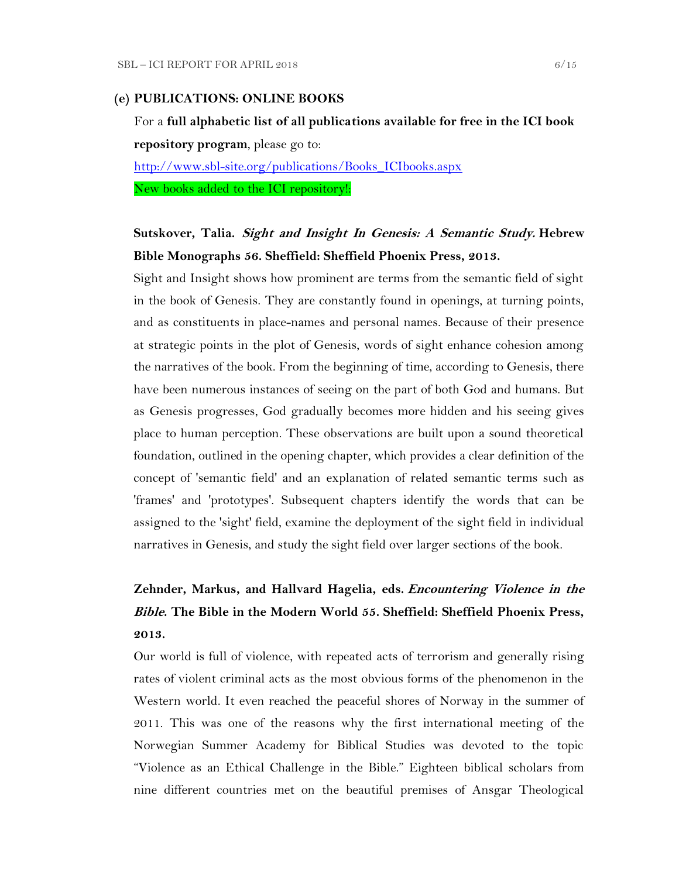## (e) PUBLICATIONS: ONLINE BOOKS

For a **full alphabetic list of all publications available for free in the ICI book repository program**, please go to:

http://www.sbl-site.org/publications/Books_ICIbooks.aspx

New books added to the ICI repository!:

**Sutskover, Talia. *Sight and Insight In Genesis: A Semantic Study.* Hebrew Bible Monographs 56. Sheffield: Sheffield Phoenix Press, 2013.**

Sight and Insight shows how prominent are terms from the semantic field of sight in the book of Genesis. They are constantly found in openings, at turning points, and as constituents in place-names and personal names. Because of their presence at strategic points in the plot of Genesis, words of sight enhance cohesion among the narratives of the book. From the beginning of time, according to Genesis, there have been numerous instances of seeing on the part of both God and humans. But as Genesis progresses, God gradually becomes more hidden and his seeing gives place to human perception. These observations are built upon a sound theoretical foundation, outlined in the opening chapter, which provides a clear definition of the concept of 'semantic field' and an explanation of related semantic terms such as 'frames' and 'prototypes'. Subsequent chapters identify the words that can be assigned to the 'sight' field, examine the deployment of the sight field in individual narratives in Genesis, and study the sight field over larger sections of the book.

**Zehnder, Markus, and Hallvard Hagelia, eds. *Encountering Violence in the Bible.* The Bible in the Modern World 55. Sheffield: Sheffield Phoenix Press, 2013.**

Our world is full of violence, with repeated acts of terrorism and generally rising rates of violent criminal acts as the most obvious forms of the phenomenon in the Western world. It even reached the peaceful shores of Norway in the summer of 2011. This was one of the reasons why the first international meeting of the Norwegian Summer Academy for Biblical Studies was devoted to the topic "Violence as an Ethical Challenge in the Bible." Eighteen biblical scholars from nine different countries met on the beautiful premises of Ansgar Theological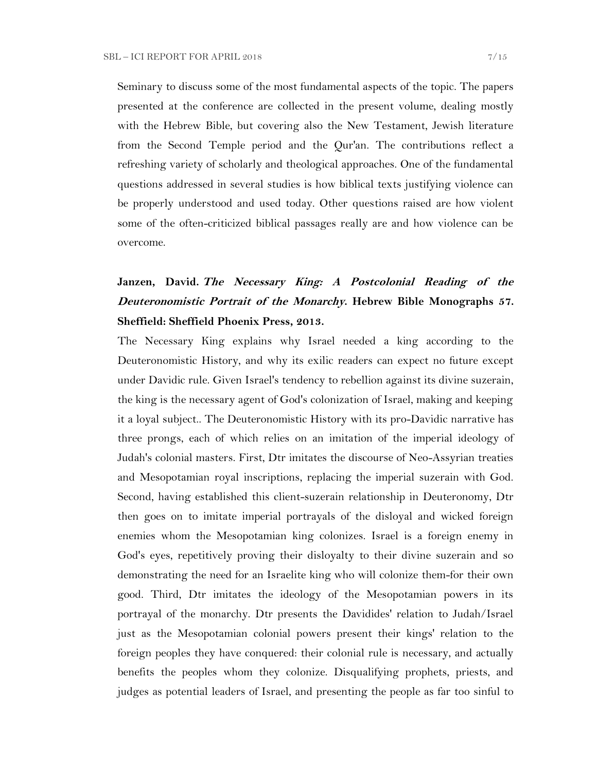Seminary to discuss some of the most fundamental aspects of the topic. The papers presented at the conference are collected in the present volume, dealing mostly with the Hebrew Bible, but covering also the New Testament, Jewish literature from the Second Temple period and the Qur'an. The contributions reflect a refreshing variety of scholarly and theological approaches. One of the fundamental questions addressed in several studies is how biblical texts justifying violence can be properly understood and used today. Other questions raised are how violent some of the often-criticized biblical passages really are and how violence can be overcome.

**Janzen, David.** ***The Necessary King: A Postcolonial Reading of the Deuteronomistic Portrait of the Monarchy*****. Hebrew Bible Monographs 57. Sheffield: Sheffield Phoenix Press, 2013.**

The Necessary King explains why Israel needed a king according to the Deuteronomistic History, and why its exilic readers can expect no future except under Davidic rule. Given Israel's tendency to rebellion against its divine suzerain, the king is the necessary agent of God's colonization of Israel, making and keeping it a loyal subject.. The Deuteronomistic History with its pro-Davidic narrative has three prongs, each of which relies on an imitation of the imperial ideology of Judah's colonial masters. First, Dtr imitates the discourse of Neo-Assyrian treaties and Mesopotamian royal inscriptions, replacing the imperial suzerain with God. Second, having established this client-suzerain relationship in Deuteronomy, Dtr then goes on to imitate imperial portrayals of the disloyal and wicked foreign enemies whom the Mesopotamian king colonizes. Israel is a foreign enemy in God's eyes, repetitively proving their disloyalty to their divine suzerain and so demonstrating the need for an Israelite king who will colonize them-for their own good. Third, Dtr imitates the ideology of the Mesopotamian powers in its portrayal of the monarchy. Dtr presents the Davidides' relation to Judah/Israel just as the Mesopotamian colonial powers present their kings' relation to the foreign peoples they have conquered: their colonial rule is necessary, and actually benefits the peoples whom they colonize. Disqualifying prophets, priests, and judges as potential leaders of Israel, and presenting the people as far too sinful to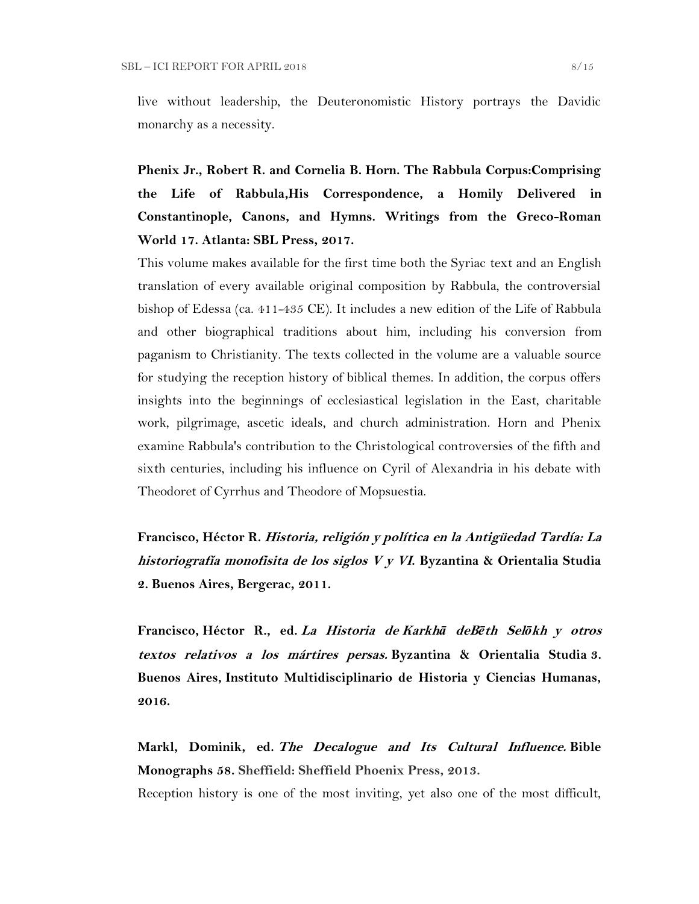live without leadership, the Deuteronomistic History portrays the Davidic monarchy as a necessity.

**Phenix Jr., Robert R. and Cornelia B. Horn. The Rabbula Corpus:Comprising the Life of Rabbula,His Correspondence, a Homily Delivered in Constantinople, Canons, and Hymns. Writings from the Greco-Roman World 17. Atlanta: SBL Press, 2017.**

This volume makes available for the first time both the Syriac text and an English translation of every available original composition by Rabbula, the controversial bishop of Edessa (ca. 411-435 CE). It includes a new edition of the Life of Rabbula and other biographical traditions about him, including his conversion from paganism to Christianity. The texts collected in the volume are a valuable source for studying the reception history of biblical themes. In addition, the corpus offers insights into the beginnings of ecclesiastical legislation in the East, charitable work, pilgrimage, ascetic ideals, and church administration. Horn and Phenix examine Rabbula's contribution to the Christological controversies of the fifth and sixth centuries, including his influence on Cyril of Alexandria in his debate with Theodoret of Cyrrhus and Theodore of Mopsuestia.

**Francisco, Héctor R. *Historia, religión y política en la Antigüedad Tardía: La historiografía monofisita de los siglos V y VI.* Byzantina & Orientalia Studia 2. Buenos Aires, Bergerac, 2011.**

**Francisco, Héctor R., ed. *La Historia de Karkhā deBēth Selōkh y otros textos relativos a los mártires persas.* Byzantina & Orientalia Studia 3. Buenos Aires, Instituto Multidisciplinario de Historia y Ciencias Humanas, 2016.**

**Markl, Dominik, ed. *The Decalogue and Its Cultural Influence.* Bible Monographs 58. Sheffield: Sheffield Phoenix Press, 2013.**

Reception history is one of the most inviting, yet also one of the most difficult,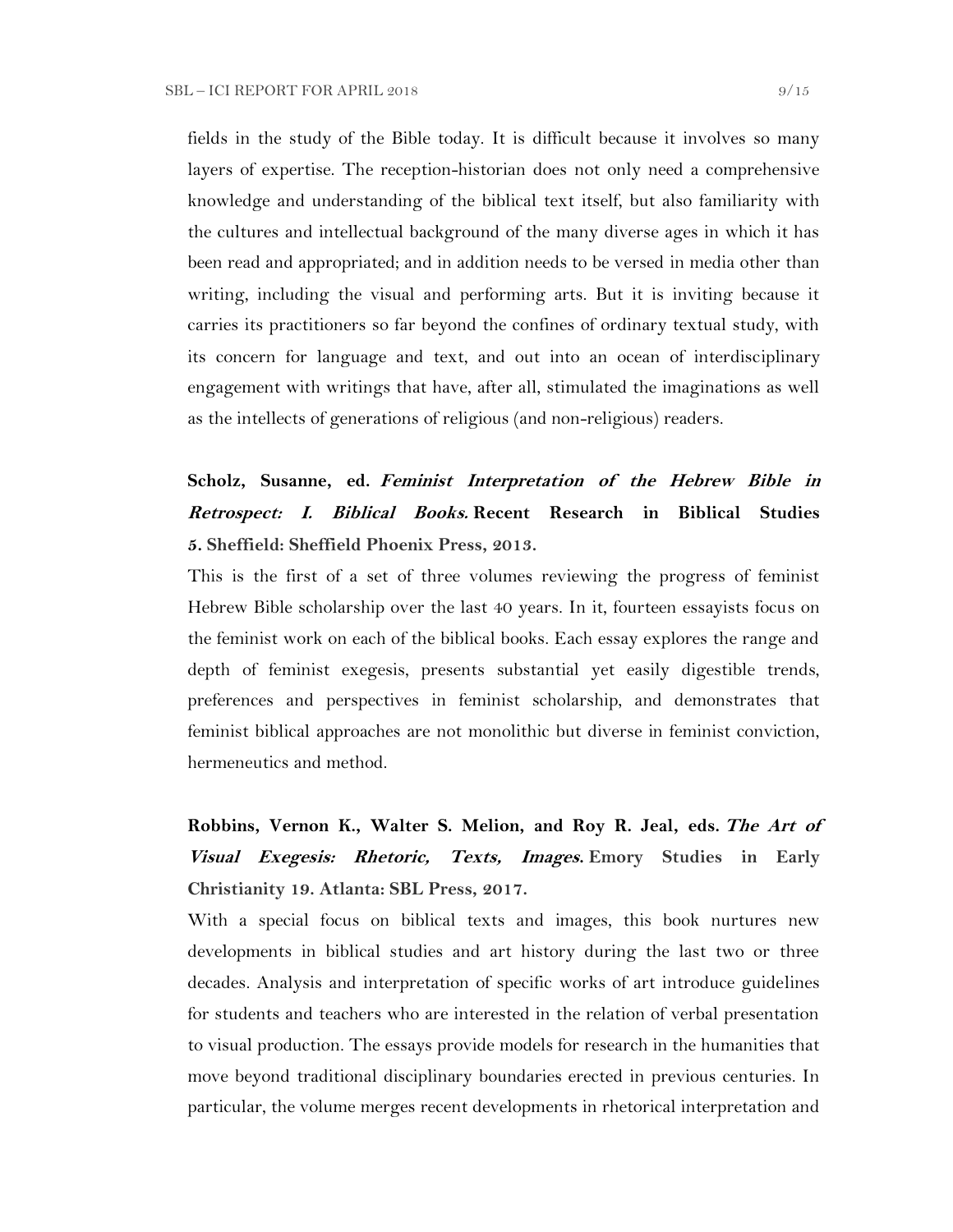fields in the study of the Bible today. It is difficult because it involves so many layers of expertise. The reception-historian does not only need a comprehensive knowledge and understanding of the biblical text itself, but also familiarity with the cultures and intellectual background of the many diverse ages in which it has been read and appropriated; and in addition needs to be versed in media other than writing, including the visual and performing arts. But it is inviting because it carries its practitioners so far beyond the confines of ordinary textual study, with its concern for language and text, and out into an ocean of interdisciplinary engagement with writings that have, after all, stimulated the imaginations as well as the intellects of generations of religious (and non-religious) readers.

**Scholz, Susanne, ed. *Feminist Interpretation of the Hebrew Bible in Retrospect: I. Biblical Books.* Recent Research in Biblical Studies 5. Sheffield: Sheffield Phoenix Press, 2013.**

This is the first of a set of three volumes reviewing the progress of feminist Hebrew Bible scholarship over the last 40 years. In it, fourteen essayists focus on the feminist work on each of the biblical books. Each essay explores the range and depth of feminist exegesis, presents substantial yet easily digestible trends, preferences and perspectives in feminist scholarship, and demonstrates that feminist biblical approaches are not monolithic but diverse in feminist conviction, hermeneutics and method.

**Robbins, Vernon K., Walter S. Melion, and Roy R. Jeal, eds. *The Art of Visual Exegesis: Rhetoric, Texts, Images.* Emory Studies in Early Christianity 19. Atlanta: SBL Press, 2017.**

With a special focus on biblical texts and images, this book nurtures new developments in biblical studies and art history during the last two or three decades. Analysis and interpretation of specific works of art introduce guidelines for students and teachers who are interested in the relation of verbal presentation to visual production. The essays provide models for research in the humanities that move beyond traditional disciplinary boundaries erected in previous centuries. In particular, the volume merges recent developments in rhetorical interpretation and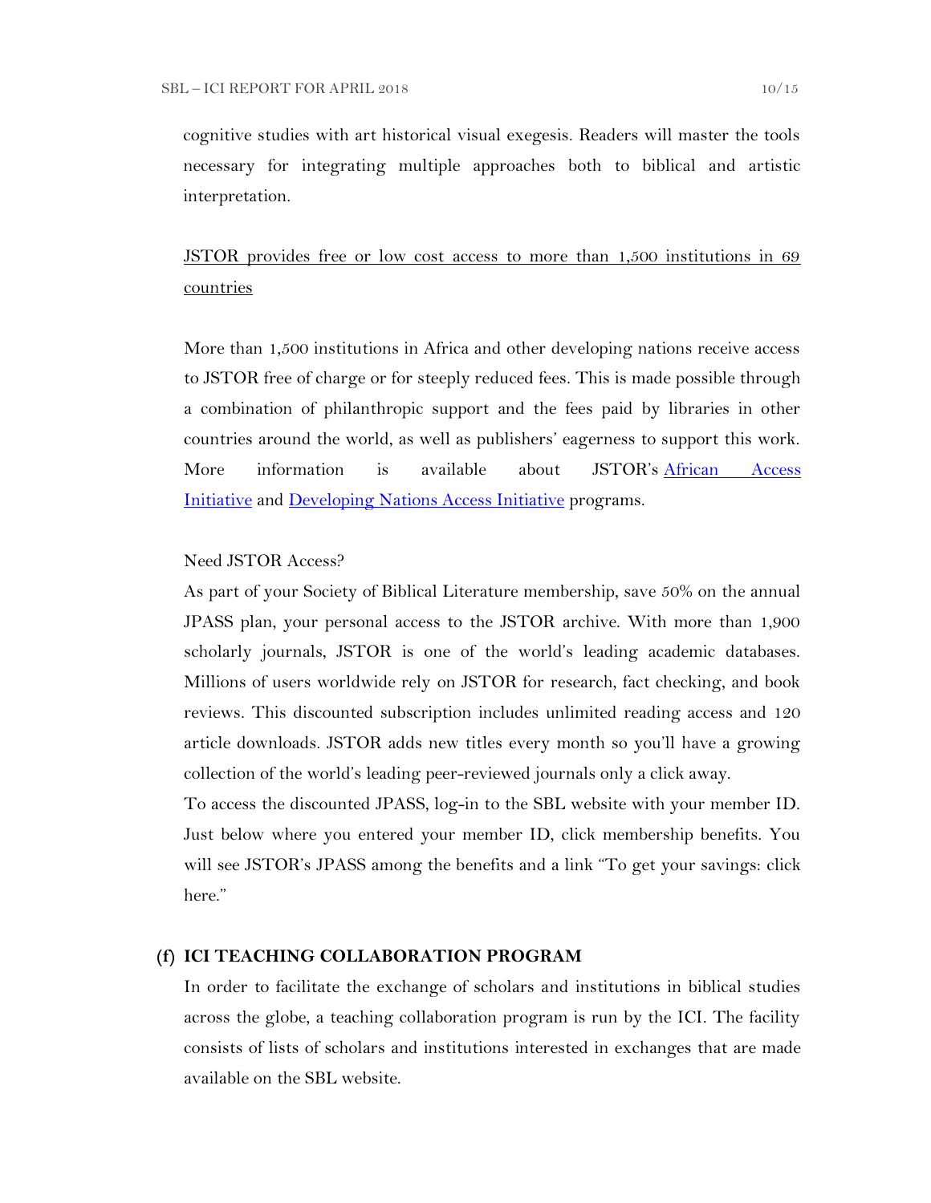cognitive studies with art historical visual exegesis. Readers will master the tools necessary for integrating multiple approaches both to biblical and artistic interpretation.

<u>JSTOR provides free or low cost access to more than 1,500 institutions in 69 countries</u>

More than 1,500 institutions in Africa and other developing nations receive access to JSTOR free of charge or for steeply reduced fees. This is made possible through a combination of philanthropic support and the fees paid by libraries in other countries around the world, as well as publishers' eagerness to support this work. More information is available about JSTOR's African Access Initiative and Developing Nations Access Initiative programs.

Need JSTOR Access?

As part of your Society of Biblical Literature membership, save 50% on the annual JPASS plan, your personal access to the JSTOR archive. With more than 1,900 scholarly journals, JSTOR is one of the world's leading academic databases. Millions of users worldwide rely on JSTOR for research, fact checking, and book reviews. This discounted subscription includes unlimited reading access and 120 article downloads. JSTOR adds new titles every month so you'll have a growing collection of the world's leading peer-reviewed journals only a click away.

To access the discounted JPASS, log-in to the SBL website with your member ID. Just below where you entered your member ID, click membership benefits. You will see JSTOR's JPASS among the benefits and a link "To get your savings: click here."

### (f) ICI TEACHING COLLABORATION PROGRAM

In order to facilitate the exchange of scholars and institutions in biblical studies across the globe, a teaching collaboration program is run by the ICI. The facility consists of lists of scholars and institutions interested in exchanges that are made available on the SBL website.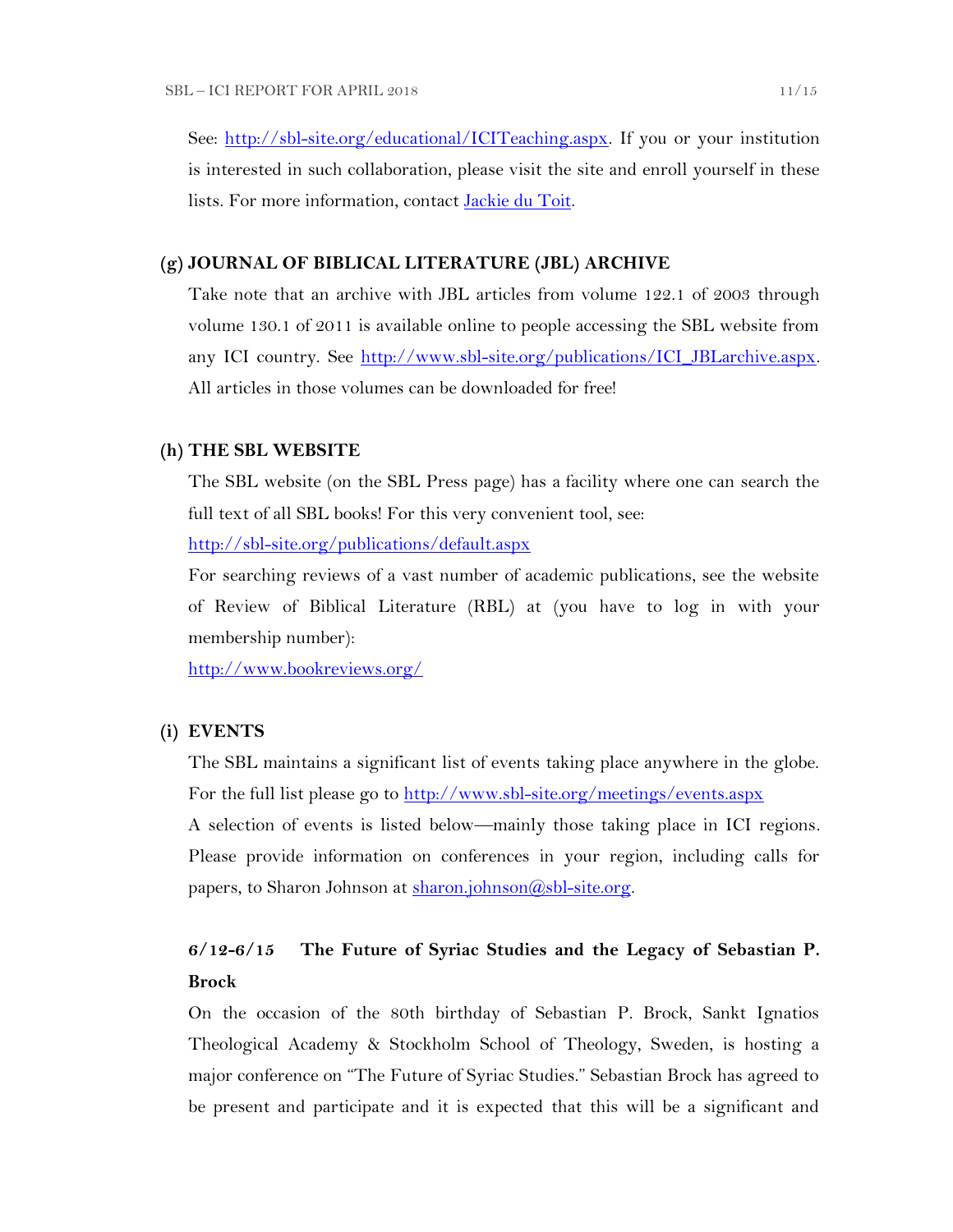See: [http://sbl-site.org/educational/ICITeaching.aspx](http://sbl-site.org/educational/ICITeaching.aspx). If you or your institution is interested in such collaboration, please visit the site and enroll yourself in these lists. For more information, contact [Jackie du Toit](#).

### (g) JOURNAL OF BIBLICAL LITERATURE (JBL) ARCHIVE

Take note that an archive with JBL articles from volume 122.1 of 2003 through volume 130.1 of 2011 is available online to people accessing the SBL website from any ICI country. See [http://www.sbl-site.org/publications/ICI_JBLarchive.aspx](http://www.sbl-site.org/publications/ICI_JBLarchive.aspx). All articles in those volumes can be downloaded for free!

### (h) THE SBL WEBSITE

The SBL website (on the SBL Press page) has a facility where one can search the full text of all SBL books! For this very convenient tool, see:

[http://sbl-site.org/publications/default.aspx](http://sbl-site.org/publications/default.aspx)

For searching reviews of a vast number of academic publications, see the website of Review of Biblical Literature (RBL) at (you have to log in with your membership number):

[http://www.bookreviews.org/](http://www.bookreviews.org/)

### (i) EVENTS

The SBL maintains a significant list of events taking place anywhere in the globe. For the full list please go to [http://www.sbl-site.org/meetings/events.aspx](http://www.sbl-site.org/meetings/events.aspx)

A selection of events is listed below—mainly those taking place in ICI regions. Please provide information on conferences in your region, including calls for papers, to Sharon Johnson at [sharon.johnson@sbl-site.org](mailto:sharon.johnson@sbl-site.org).

**6/12-6/15 The Future of Syriac Studies and the Legacy of Sebastian P. Brock**

On the occasion of the 80th birthday of Sebastian P. Brock, Sankt Ignatios Theological Academy & Stockholm School of Theology, Sweden, is hosting a major conference on "The Future of Syriac Studies." Sebastian Brock has agreed to be present and participate and it is expected that this will be a significant and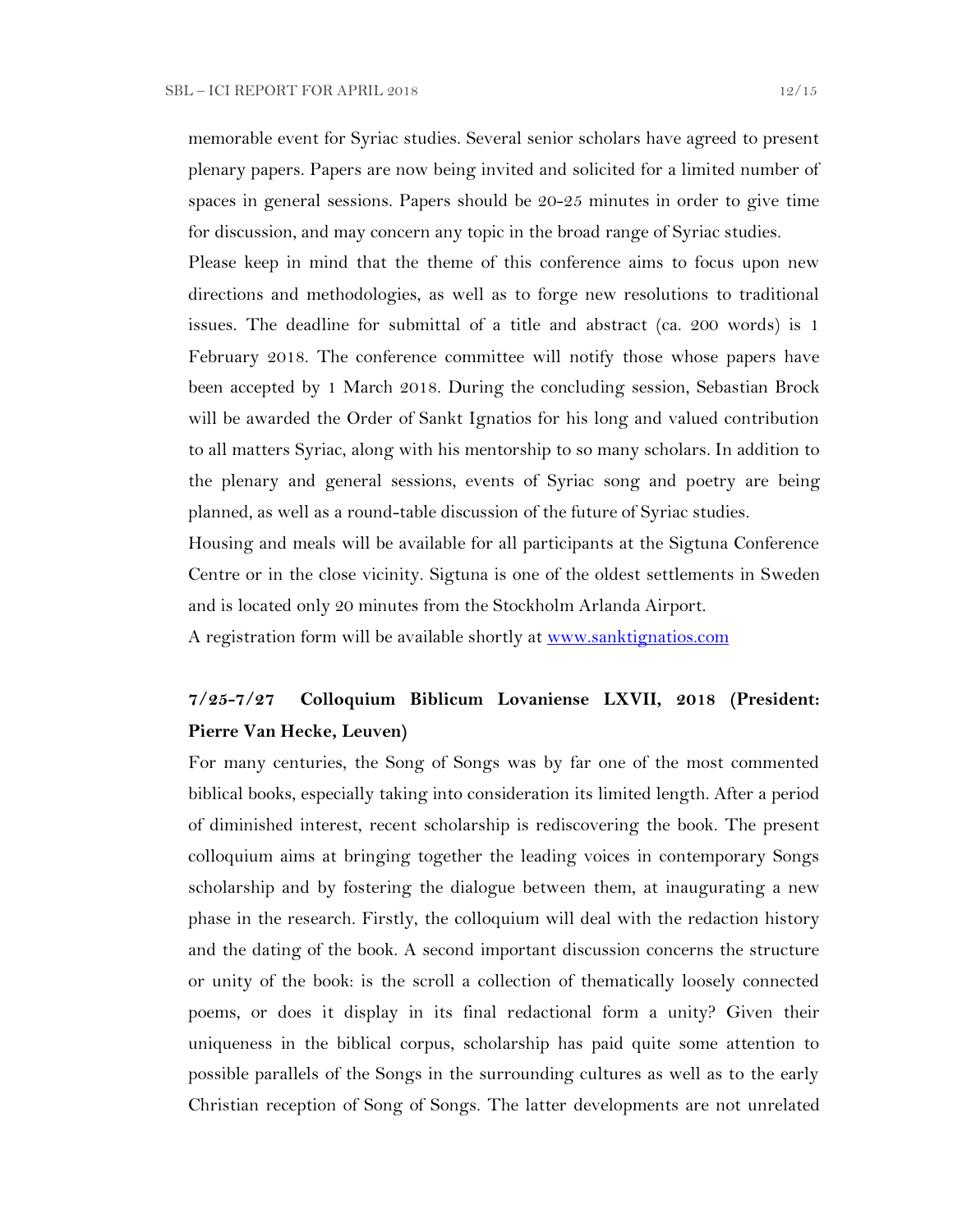memorable event for Syriac studies. Several senior scholars have agreed to present plenary papers. Papers are now being invited and solicited for a limited number of spaces in general sessions. Papers should be 20-25 minutes in order to give time for discussion, and may concern any topic in the broad range of Syriac studies.

Please keep in mind that the theme of this conference aims to focus upon new directions and methodologies, as well as to forge new resolutions to traditional issues. The deadline for submittal of a title and abstract (ca. 200 words) is 1 February 2018. The conference committee will notify those whose papers have been accepted by 1 March 2018. During the concluding session, Sebastian Brock will be awarded the Order of Sankt Ignatios for his long and valued contribution to all matters Syriac, along with his mentorship to so many scholars. In addition to the plenary and general sessions, events of Syriac song and poetry are being planned, as well as a round-table discussion of the future of Syriac studies.

Housing and meals will be available for all participants at the Sigtuna Conference Centre or in the close vicinity. Sigtuna is one of the oldest settlements in Sweden and is located only 20 minutes from the Stockholm Arlanda Airport.

A registration form will be available shortly at [www.sanktignatios.com](www.sanktignatios.com)

**7/25-7/27 Colloquium Biblicum Lovaniense LXVII, 2018 (President: Pierre Van Hecke, Leuven)**

For many centuries, the Song of Songs was by far one of the most commented biblical books, especially taking into consideration its limited length. After a period of diminished interest, recent scholarship is rediscovering the book. The present colloquium aims at bringing together the leading voices in contemporary Songs scholarship and by fostering the dialogue between them, at inaugurating a new phase in the research. Firstly, the colloquium will deal with the redaction history and the dating of the book. A second important discussion concerns the structure or unity of the book: is the scroll a collection of thematically loosely connected poems, or does it display in its final redactional form a unity? Given their uniqueness in the biblical corpus, scholarship has paid quite some attention to possible parallels of the Songs in the surrounding cultures as well as to the early Christian reception of Song of Songs. The latter developments are not unrelated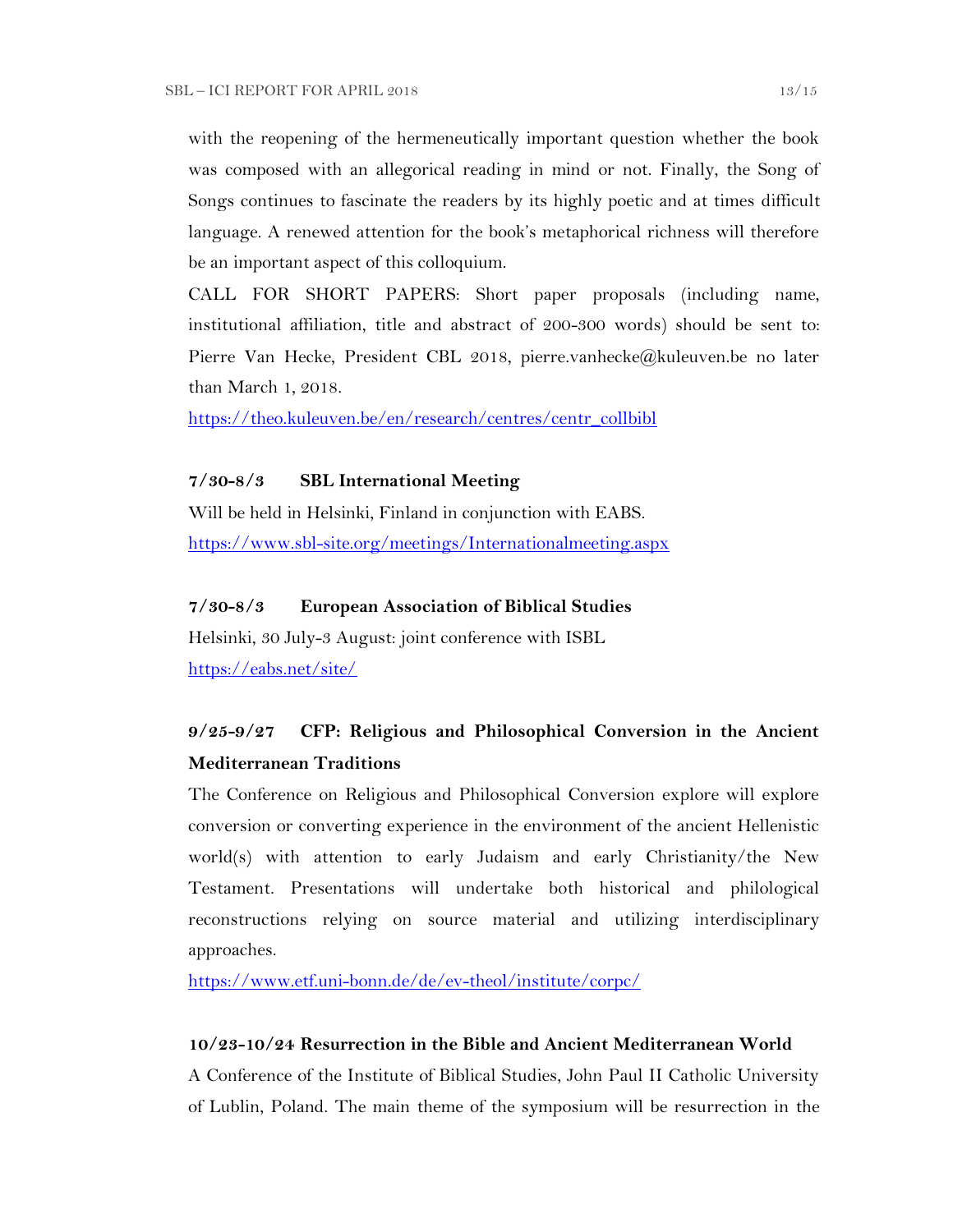with the reopening of the hermeneutically important question whether the book was composed with an allegorical reading in mind or not. Finally, the Song of Songs continues to fascinate the readers by its highly poetic and at times difficult language. A renewed attention for the book's metaphorical richness will therefore be an important aspect of this colloquium.

CALL FOR SHORT PAPERS: Short paper proposals (including name, institutional affiliation, title and abstract of 200-300 words) should be sent to: Pierre Van Hecke, President CBL 2018, pierre.vanhecke@kuleuven.be no later than March 1, 2018.

https://theo.kuleuven.be/en/research/centres/centr_collbibl

**7/30-8/3 SBL International Meeting**

Will be held in Helsinki, Finland in conjunction with EABS.

https://www.sbl-site.org/meetings/Internationalmeeting.aspx

**7/30-8/3 European Association of Biblical Studies**

Helsinki, 30 July-3 August: joint conference with ISBL

https://eabs.net/site/

**9/25-9/27 CFP: Religious and Philosophical Conversion in the Ancient Mediterranean Traditions**

The Conference on Religious and Philosophical Conversion explore will explore conversion or converting experience in the environment of the ancient Hellenistic world(s) with attention to early Judaism and early Christianity/the New Testament. Presentations will undertake both historical and philological reconstructions relying on source material and utilizing interdisciplinary approaches.

https://www.etf.uni-bonn.de/de/ev-theol/institute/corpc/

**10/23-10/24 Resurrection in the Bible and Ancient Mediterranean World**

A Conference of the Institute of Biblical Studies, John Paul II Catholic University of Lublin, Poland. The main theme of the symposium will be resurrection in the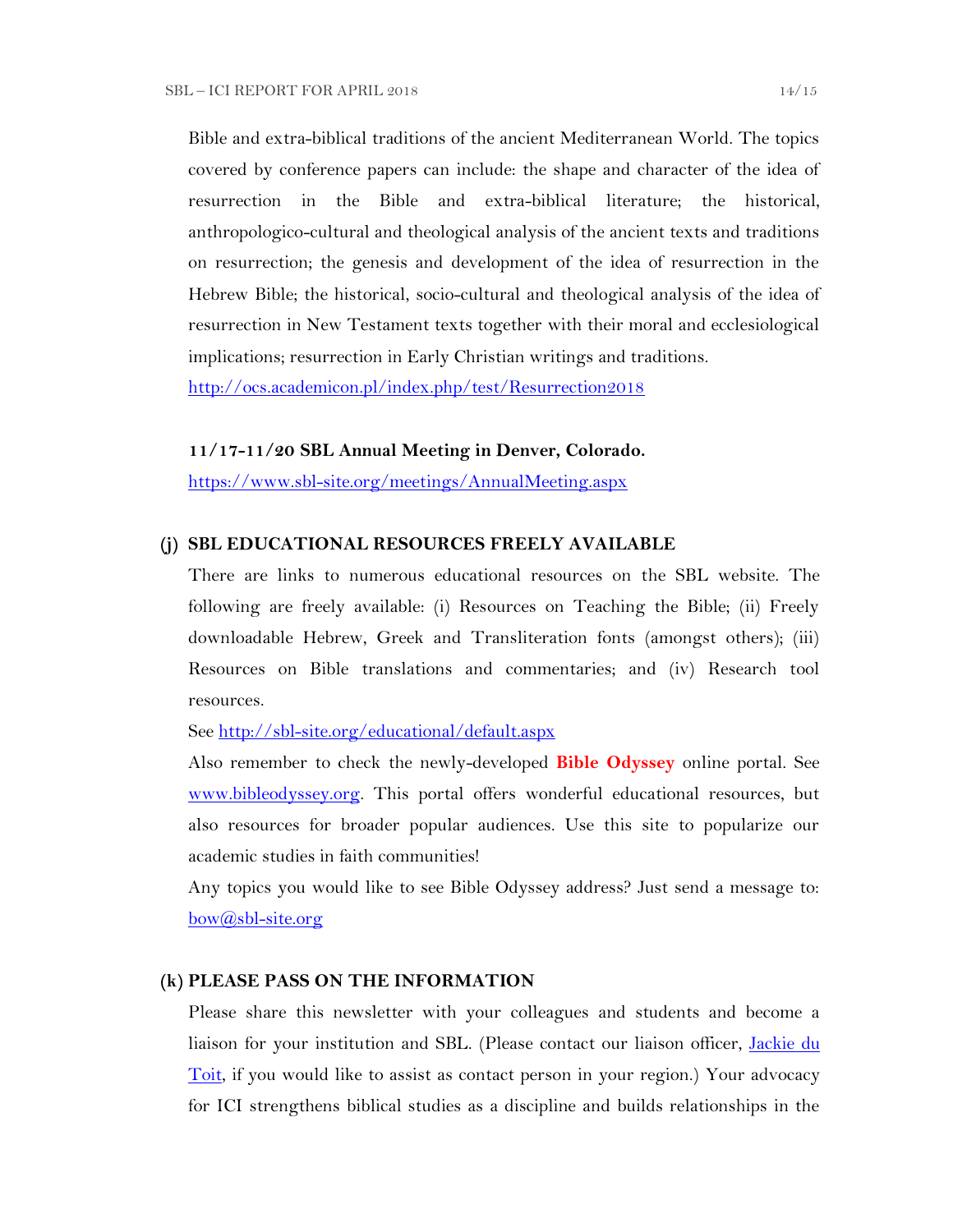Bible and extra-biblical traditions of the ancient Mediterranean World. The topics covered by conference papers can include: the shape and character of the idea of resurrection in the Bible and extra-biblical literature; the historical, anthropologico-cultural and theological analysis of the ancient texts and traditions on resurrection; the genesis and development of the idea of resurrection in the Hebrew Bible; the historical, socio-cultural and theological analysis of the idea of resurrection in New Testament texts together with their moral and ecclesiological implications; resurrection in Early Christian writings and traditions.
[http://ocs.academicon.pl/index.php/test/Resurrection2018](http://ocs.academicon.pl/index.php/test/Resurrection2018)

**11/17-11/20 SBL Annual Meeting in Denver, Colorado.**
[https://www.sbl-site.org/meetings/AnnualMeeting.aspx](https://www.sbl-site.org/meetings/AnnualMeeting.aspx)

## (j) SBL EDUCATIONAL RESOURCES FREELY AVAILABLE

There are links to numerous educational resources on the SBL website. The following are freely available: (i) Resources on Teaching the Bible; (ii) Freely downloadable Hebrew, Greek and Transliteration fonts (amongst others); (iii) Resources on Bible translations and commentaries; and (iv) Research tool resources.

See [http://sbl-site.org/educational/default.aspx](http://sbl-site.org/educational/default.aspx)

Also remember to check the newly-developed **Bible Odyssey** online portal. See [www.bibleodyssey.org](www.bibleodyssey.org). This portal offers wonderful educational resources, but also resources for broader popular audiences. Use this site to popularize our academic studies in faith communities!

Any topics you would like to see Bible Odyssey address? Just send a message to: [bow@sbl-site.org](mailto:bow@sbl-site.org)

## (k) PLEASE PASS ON THE INFORMATION

Please share this newsletter with your colleagues and students and become a liaison for your institution and SBL. (Please contact our liaison officer, Jackie du Toit, if you would like to assist as contact person in your region.) Your advocacy for ICI strengthens biblical studies as a discipline and builds relationships in the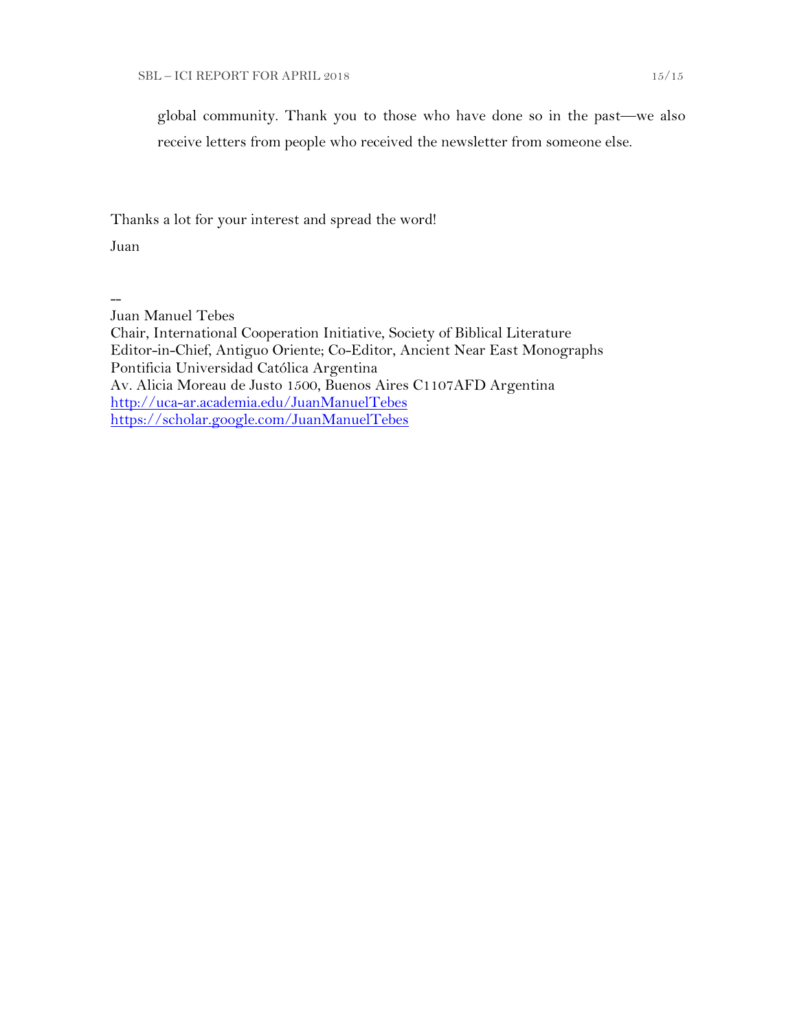global community. Thank you to those who have done so in the past—we also receive letters from people who received the newsletter from someone else.

Thanks a lot for your interest and spread the word!

Juan

--
Juan Manuel Tebes
Chair, International Cooperation Initiative, Society of Biblical Literature
Editor-in-Chief, Antiguo Oriente; Co-Editor, Ancient Near East Monographs
Pontificia Universidad Católica Argentina
Av. Alicia Moreau de Justo 1500, Buenos Aires C1107AFD Argentina
http://uca-ar.academia.edu/JuanManuelTebes
https://scholar.google.com/JuanManuelTebes